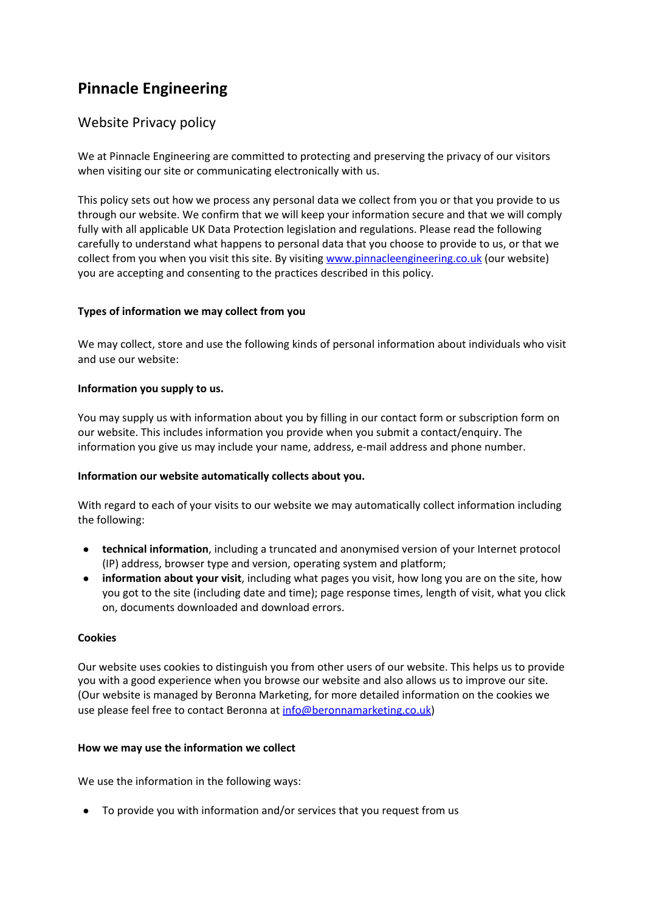# Pinnacle Engineering

## Website Privacy policy

We at Pinnacle Engineering are committed to protecting and preserving the privacy of our visitors when visiting our site or communicating electronically with us.

This policy sets out how we process any personal data we collect from you or that you provide to us through our website. We confirm that we will keep your information secure and that we will comply fully with all applicable UK Data Protection legislation and regulations. Please read the following carefully to understand what happens to personal data that you choose to provide to us, or that we collect from you when you visit this site. By visiting [www.pinnacleengineering.co.uk](http://www.pinnacleengineering.co.uk) (our website) you are accepting and consenting to the practices described in this policy.

**Types of information we may collect from you**

We may collect, store and use the following kinds of personal information about individuals who visit and use our website:

**Information you supply to us.**

You may supply us with information about you by filling in our contact form or subscription form on our website. This includes information you provide when you submit a contact/enquiry. The information you give us may include your name, address, e-mail address and phone number.

**Information our website automatically collects about you.**

With regard to each of your visits to our website we may automatically collect information including the following:

- **technical information**, including a truncated and anonymised version of your Internet protocol (IP) address, browser type and version, operating system and platform;
- **information about your visit**, including what pages you visit, how long you are on the site, how you got to the site (including date and time); page response times, length of visit, what you click on, documents downloaded and download errors.

**Cookies**

Our website uses cookies to distinguish you from other users of our website. This helps us to provide you with a good experience when you browse our website and also allows us to improve our site. (Our website is managed by Beronna Marketing, for more detailed information on the cookies we use please feel free to contact Beronna at [info@beronnamarketing.co.uk](mailto:info@beronnamarketing.co.uk))

**How we may use the information we collect**

We use the information in the following ways:

- To provide you with information and/or services that you request from us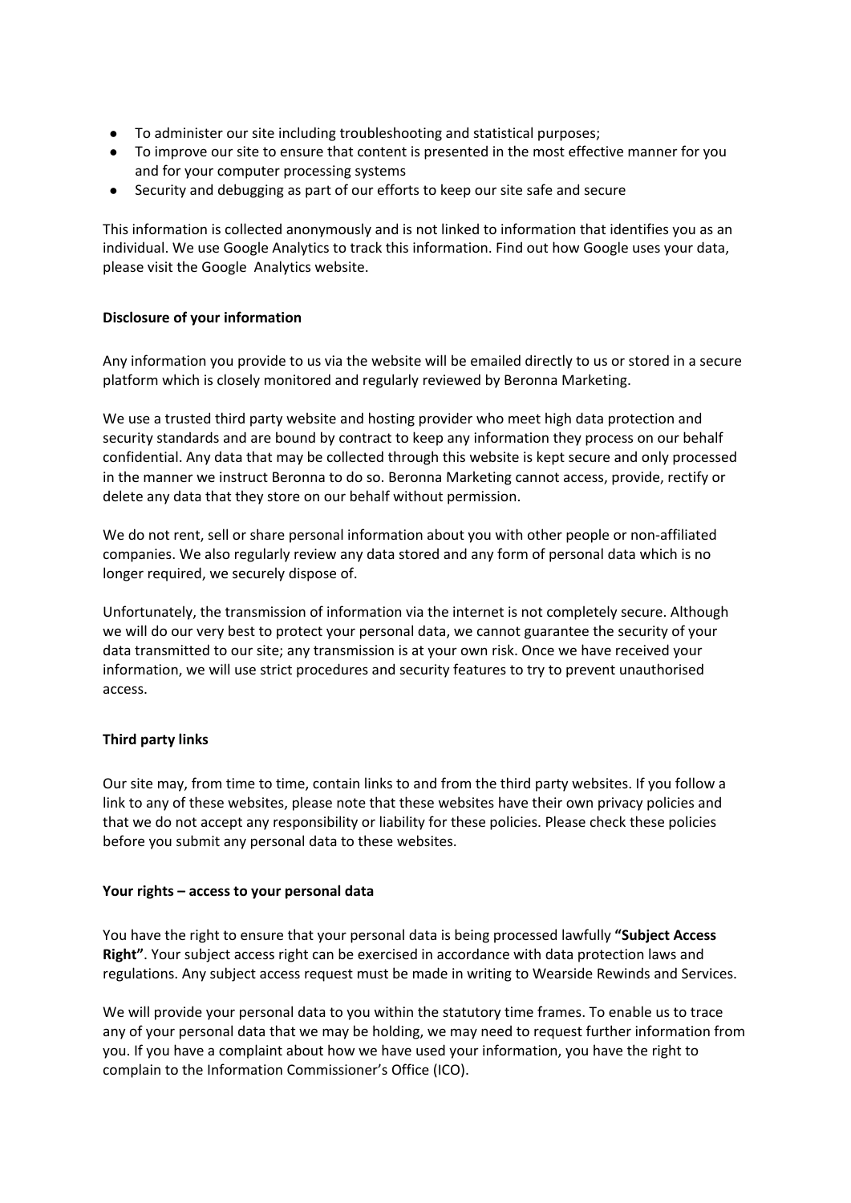- To administer our site including troubleshooting and statistical purposes;
- To improve our site to ensure that content is presented in the most effective manner for you and for your computer processing systems
- Security and debugging as part of our efforts to keep our site safe and secure

This information is collected anonymously and is not linked to information that identifies you as an individual. We use Google Analytics to track this information. Find out how Google uses your data, please visit the Google Analytics website.

**Disclosure of your information**

Any information you provide to us via the website will be emailed directly to us or stored in a secure platform which is closely monitored and regularly reviewed by Beronna Marketing.

We use a trusted third party website and hosting provider who meet high data protection and security standards and are bound by contract to keep any information they process on our behalf confidential. Any data that may be collected through this website is kept secure and only processed in the manner we instruct Beronna to do so. Beronna Marketing cannot access, provide, rectify or delete any data that they store on our behalf without permission.

We do not rent, sell or share personal information about you with other people or non-affiliated companies. We also regularly review any data stored and any form of personal data which is no longer required, we securely dispose of.

Unfortunately, the transmission of information via the internet is not completely secure. Although we will do our very best to protect your personal data, we cannot guarantee the security of your data transmitted to our site; any transmission is at your own risk. Once we have received your information, we will use strict procedures and security features to try to prevent unauthorised access.

**Third party links**

Our site may, from time to time, contain links to and from the third party websites. If you follow a link to any of these websites, please note that these websites have their own privacy policies and that we do not accept any responsibility or liability for these policies. Please check these policies before you submit any personal data to these websites.

**Your rights – access to your personal data**

You have the right to ensure that your personal data is being processed lawfully **"Subject Access Right"**. Your subject access right can be exercised in accordance with data protection laws and regulations. Any subject access request must be made in writing to Wearside Rewinds and Services.

We will provide your personal data to you within the statutory time frames. To enable us to trace any of your personal data that we may be holding, we may need to request further information from you. If you have a complaint about how we have used your information, you have the right to complain to the Information Commissioner's Office (ICO).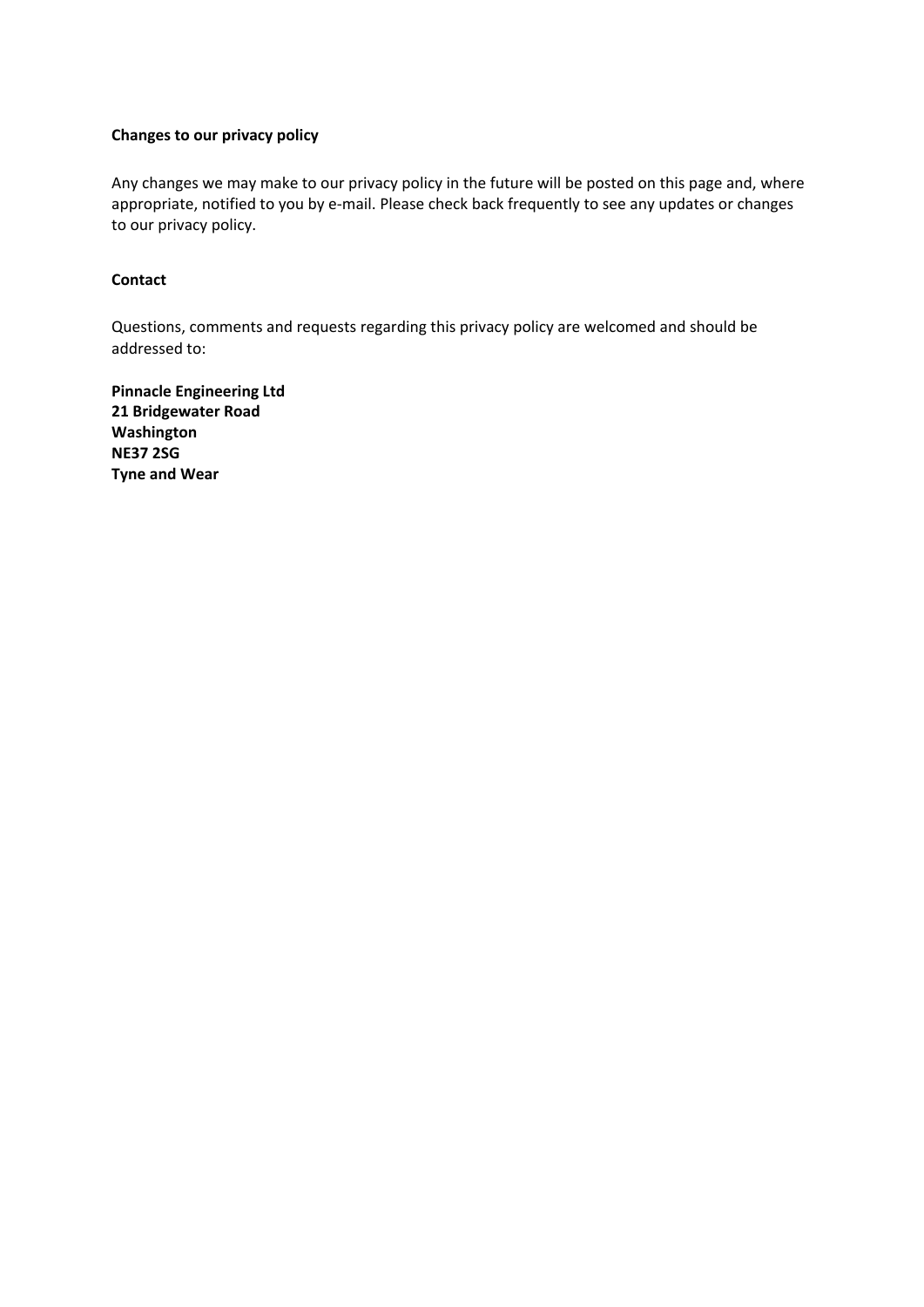**Changes to our privacy policy**

Any changes we may make to our privacy policy in the future will be posted on this page and, where appropriate, notified to you by e-mail. Please check back frequently to see any updates or changes to our privacy policy.

**Contact**

Questions, comments and requests regarding this privacy policy are welcomed and should be addressed to:

**Pinnacle Engineering Ltd**
**21 Bridgewater Road**
**Washington**
**NE37 2SG**
**Tyne and Wear**